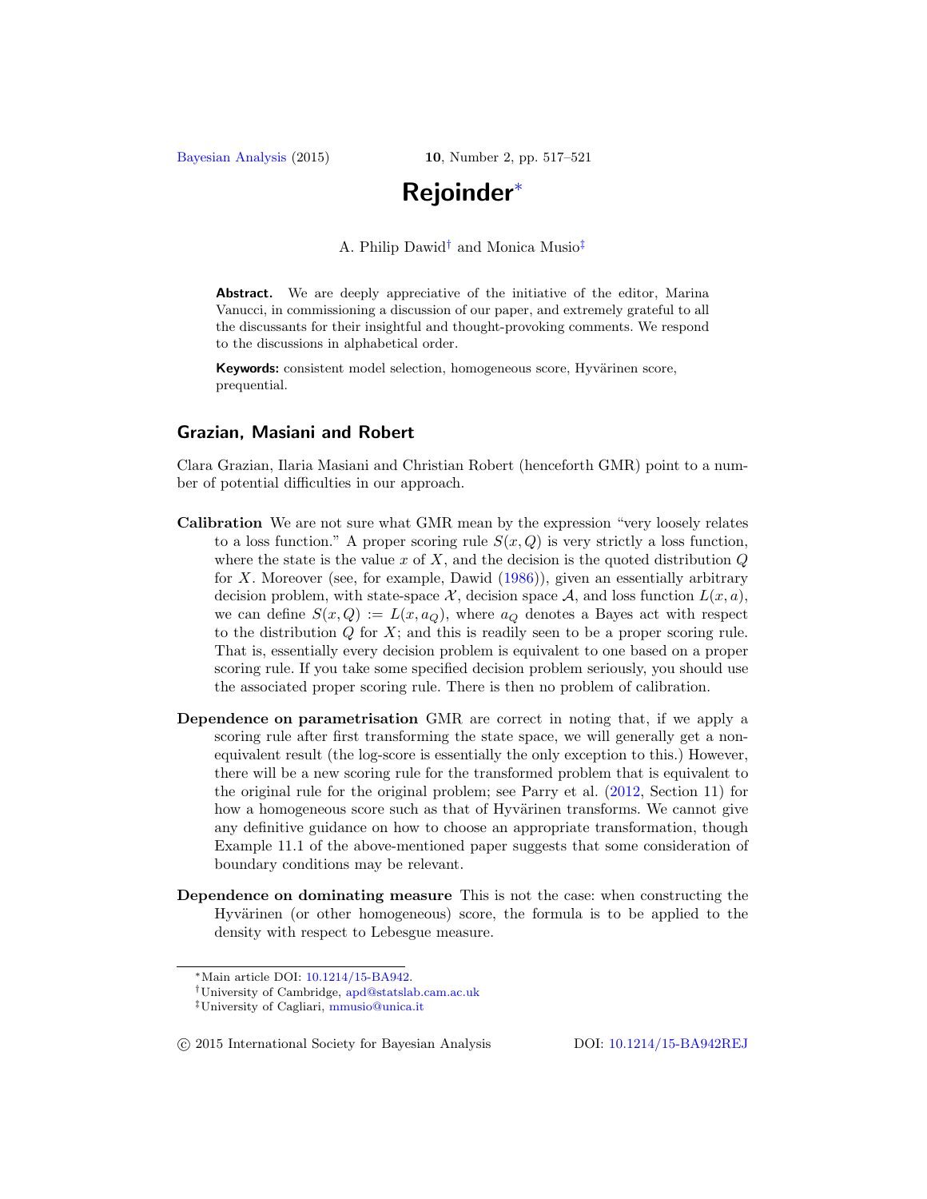# Rejoinder*

A. Philip Dawid[†] and Monica Musio[‡]

**Abstract.** We are deeply appreciative of the initiative of the editor, Marina Vanucci, in commissioning a discussion of our paper, and extremely grateful to all the discussants for their insightful and thought-provoking comments. We respond to the discussions in alphabetical order.

**Keywords:** consistent model selection, homogeneous score, Hyvärinen score, prequential.

## Grazian, Masiani and Robert

Clara Grazian, Ilaria Masiani and Christian Robert (henceforth GMR) point to a number of potential difficulties in our approach.

**Calibration** We are not sure what GMR mean by the expression "very loosely relates to a loss function." A proper scoring rule $S(x, Q)$ is very strictly a loss function, where the state is the value $x$ of $X$, and the decision is the quoted distribution $Q$ for $X$. Moreover (see, for example, Dawid (1986)), given an essentially arbitrary decision problem, with state-space $\mathcal{X}$, decision space $\mathcal{A}$, and loss function $L(x, a)$, we can define $S(x, Q) := L(x, a_Q)$, where $a_Q$ denotes a Bayes act with respect to the distribution $Q$ for $X$; and this is readily seen to be a proper scoring rule. That is, essentially every decision problem is equivalent to one based on a proper scoring rule. If you take some specified decision problem seriously, you should use the associated proper scoring rule. There is then no problem of calibration.

**Dependence on parametrisation** GMR are correct in noting that, if we apply a scoring rule after first transforming the state space, we will generally get a non-equivalent result (the log-score is essentially the only exception to this.) However, there will be a new scoring rule for the transformed problem that is equivalent to the original rule for the original problem; see Parry et al. (2012, Section 11) for how a homogeneous score such as that of Hyvärinen transforms. We cannot give any definitive guidance on how to choose an appropriate transformation, though Example 11.1 of the above-mentioned paper suggests that some consideration of boundary conditions may be relevant.

**Dependence on dominating measure** This is not the case: when constructing the Hyvärinen (or other homogeneous) score, the formula is to be applied to the density with respect to Lebesgue measure.

*Main article DOI: 10.1214/15-BA942.

[†]University of Cambridge, apd@statslab.cam.ac.uk

[‡]University of Cagliari, mmusio@unica.it

© 2015 International Society for Bayesian Analysis DOI: 10.1214/15-BA942REJ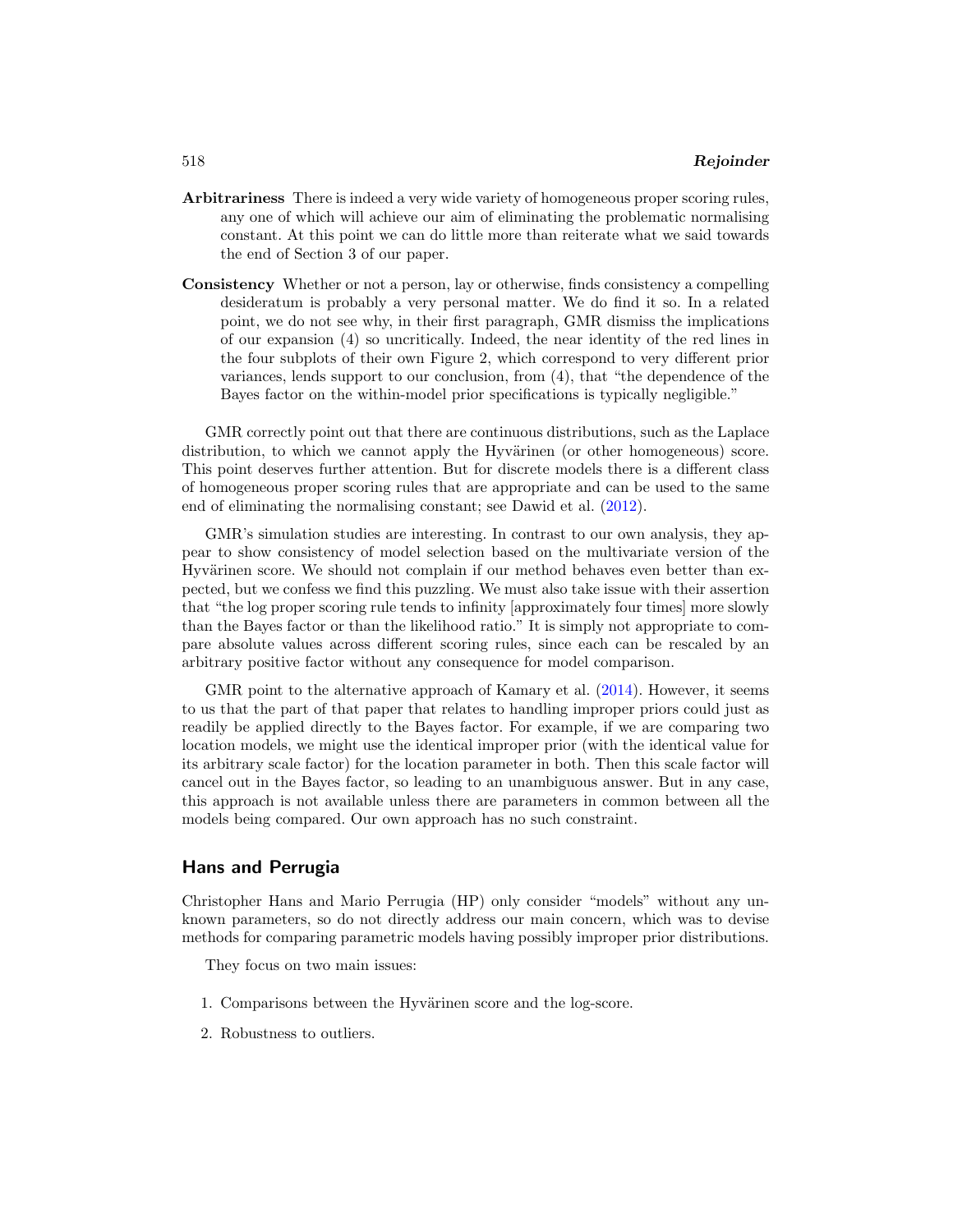**Arbitrariness** There is indeed a very wide variety of homogeneous proper scoring rules, any one of which will achieve our aim of eliminating the problematic normalising constant. At this point we can do little more than reiterate what we said towards the end of Section 3 of our paper.

**Consistency** Whether or not a person, lay or otherwise, finds consistency a compelling desideratum is probably a very personal matter. We do find it so. In a related point, we do not see why, in their first paragraph, GMR dismiss the implications of our expansion (4) so uncritically. Indeed, the near identity of the red lines in the four subplots of their own Figure 2, which correspond to very different prior variances, lends support to our conclusion, from (4), that "the dependence of the Bayes factor on the within-model prior specifications is typically negligible."

GMR correctly point out that there are continuous distributions, such as the Laplace distribution, to which we cannot apply the Hyvärinen (or other homogeneous) score. This point deserves further attention. But for discrete models there is a different class of homogeneous proper scoring rules that are appropriate and can be used to the same end of eliminating the normalising constant; see Dawid et al. (2012).

GMR's simulation studies are interesting. In contrast to our own analysis, they appear to show consistency of model selection based on the multivariate version of the Hyvärinen score. We should not complain if our method behaves even better than expected, but we confess we find this puzzling. We must also take issue with their assertion that "the log proper scoring rule tends to infinity [approximately four times] more slowly than the Bayes factor or than the likelihood ratio." It is simply not appropriate to compare absolute values across different scoring rules, since each can be rescaled by an arbitrary positive factor without any consequence for model comparison.

GMR point to the alternative approach of Kamary et al. (2014). However, it seems to us that the part of that paper that relates to handling improper priors could just as readily be applied directly to the Bayes factor. For example, if we are comparing two location models, we might use the identical improper prior (with the identical value for its arbitrary scale factor) for the location parameter in both. Then this scale factor will cancel out in the Bayes factor, so leading to an unambiguous answer. But in any case, this approach is not available unless there are parameters in common between all the models being compared. Our own approach has no such constraint.

## Hans and Perrugia

Christopher Hans and Mario Perrugia (HP) only consider "models" without any unknown parameters, so do not directly address our main concern, which was to devise methods for comparing parametric models having possibly improper prior distributions.

They focus on two main issues:

1. Comparisons between the Hyvärinen score and the log-score.
2. Robustness to outliers.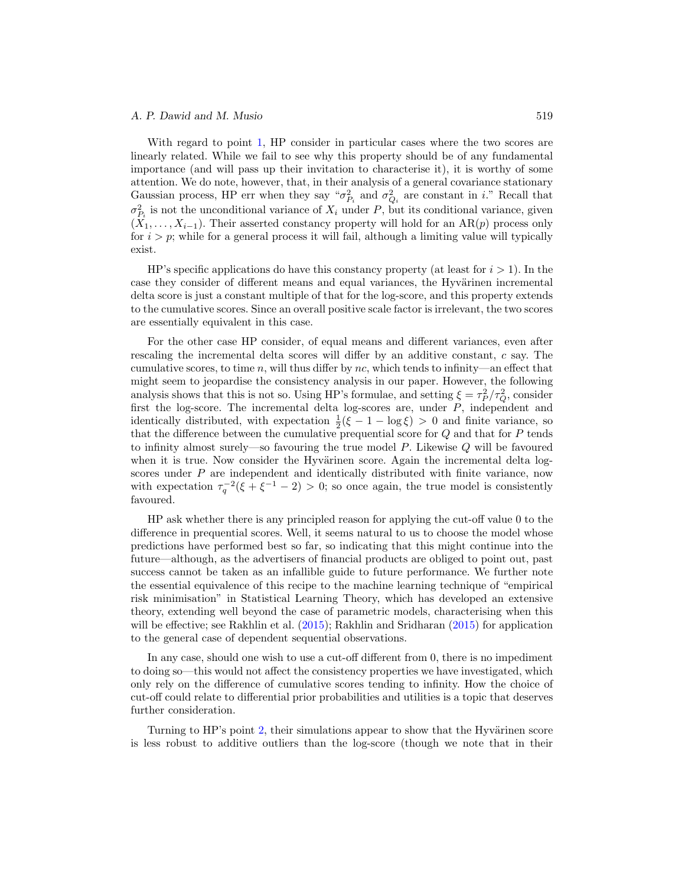With regard to point 1, HP consider in particular cases where the two scores are linearly related. While we fail to see why this property should be of any fundamental importance (and will pass up their invitation to characterise it), it is worthy of some attention. We do note, however, that, in their analysis of a general covariance stationary Gaussian process, HP err when they say "$\sigma^2_{P_i}$ and $\sigma^2_{Q_i}$ are constant in $i$." Recall that $\sigma^2_{P_i}$ is not the unconditional variance of $X_i$ under $P$, but its conditional variance, given $(X_1, \ldots, X_{i-1})$. Their asserted constancy property will hold for an AR($p$) process only for $i > p$; while for a general process it will fail, although a limiting value will typically exist.

HP's specific applications do have this constancy property (at least for $i > 1$). In the case they consider of different means and equal variances, the Hyvärinen incremental delta score is just a constant multiple of that for the log-score, and this property extends to the cumulative scores. Since an overall positive scale factor is irrelevant, the two scores are essentially equivalent in this case.

For the other case HP consider, of equal means and different variances, even after rescaling the incremental delta scores will differ by an additive constant, $c$ say. The cumulative scores, to time $n$, will thus differ by $nc$, which tends to infinity—an effect that might seem to jeopardise the consistency analysis in our paper. However, the following analysis shows that this is not so. Using HP's formulae, and setting $\xi = \tau^2_P/\tau^2_Q$, consider first the log-score. The incremental delta log-scores are, under $P$, independent and identically distributed, with expectation $\frac{1}{2}(\xi - 1 - \log \xi) > 0$ and finite variance, so that the difference between the cumulative prequential score for $Q$ and that for $P$ tends to infinity almost surely—so favouring the true model $P$. Likewise $Q$ will be favoured when it is true. Now consider the Hyvärinen score. Again the incremental delta log-scores under $P$ are independent and identically distributed with finite variance, now with expectation $\tau_q^{-2}(\xi + \xi^{-1} - 2) > 0$; so once again, the true model is consistently favoured.

HP ask whether there is any principled reason for applying the cut-off value 0 to the difference in prequential scores. Well, it seems natural to us to choose the model whose predictions have performed best so far, so indicating that this might continue into the future—although, as the advertisers of financial products are obliged to point out, past success cannot be taken as an infallible guide to future performance. We further note the essential equivalence of this recipe to the machine learning technique of "empirical risk minimisation" in Statistical Learning Theory, which has developed an extensive theory, extending well beyond the case of parametric models, characterising when this will be effective; see Rakhlin et al. (2015); Rakhlin and Sridharan (2015) for application to the general case of dependent sequential observations.

In any case, should one wish to use a cut-off different from 0, there is no impediment to doing so—this would not affect the consistency properties we have investigated, which only rely on the difference of cumulative scores tending to infinity. How the choice of cut-off could relate to differential prior probabilities and utilities is a topic that deserves further consideration.

Turning to HP's point 2, their simulations appear to show that the Hyvärinen score is less robust to additive outliers than the log-score (though we note that in their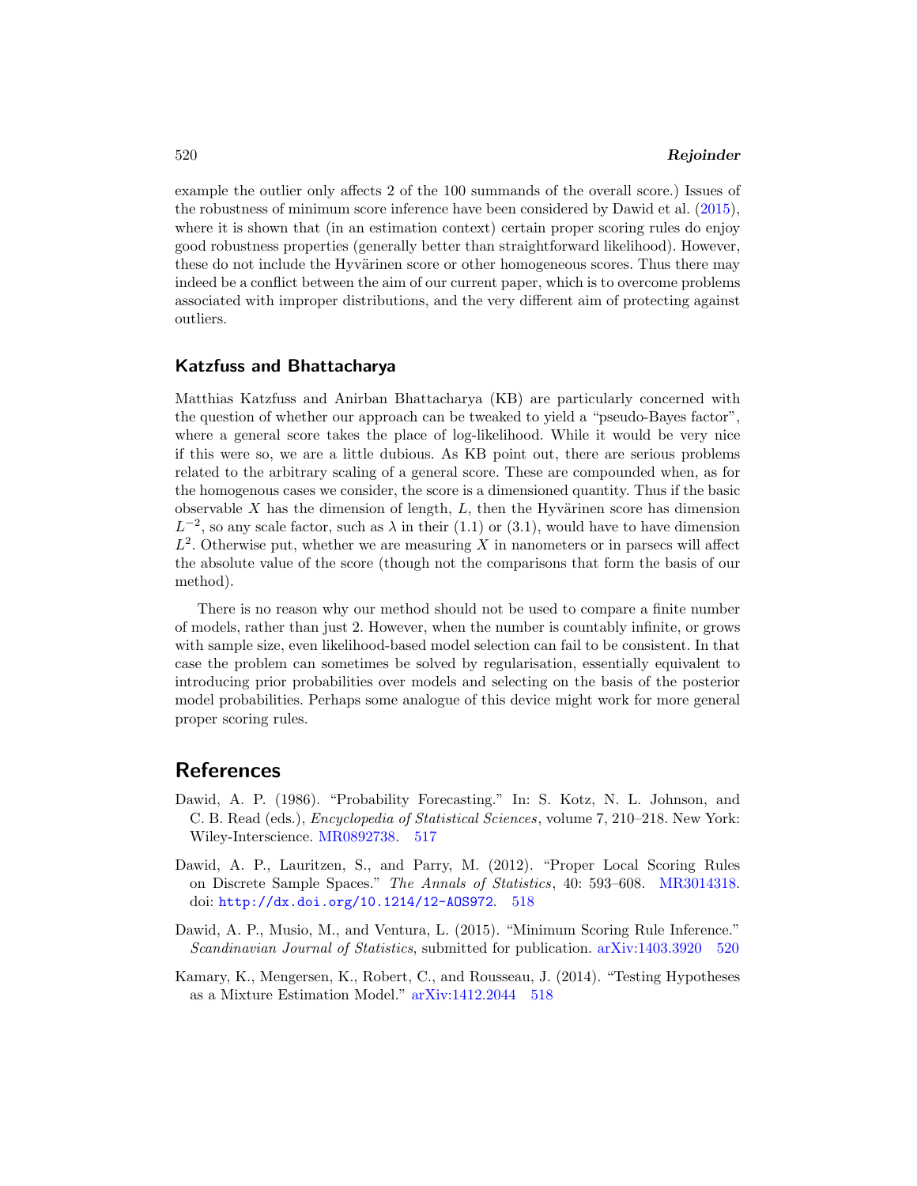example the outlier only affects 2 of the 100 summands of the overall score.) Issues of the robustness of minimum score inference have been considered by Dawid et al. (2015), where it is shown that (in an estimation context) certain proper scoring rules do enjoy good robustness properties (generally better than straightforward likelihood). However, these do not include the Hyvärinen score or other homogeneous scores. Thus there may indeed be a conflict between the aim of our current paper, which is to overcome problems associated with improper distributions, and the very different aim of protecting against outliers.

## Katzfuss and Bhattacharya

Matthias Katzfuss and Anirban Bhattacharya (KB) are particularly concerned with the question of whether our approach can be tweaked to yield a "pseudo-Bayes factor", where a general score takes the place of log-likelihood. While it would be very nice if this were so, we are a little dubious. As KB point out, there are serious problems related to the arbitrary scaling of a general score. These are compounded when, as for the homogenous cases we consider, the score is a dimensioned quantity. Thus if the basic observable $X$ has the dimension of length, $L$, then the Hyvärinen score has dimension $L^{-2}$, so any scale factor, such as $\lambda$ in their (1.1) or (3.1), would have to have dimension $L^2$. Otherwise put, whether we are measuring $X$ in nanometers or in parsecs will affect the absolute value of the score (though not the comparisons that form the basis of our method).

There is no reason why our method should not be used to compare a finite number of models, rather than just 2. However, when the number is countably infinite, or grows with sample size, even likelihood-based model selection can fail to be consistent. In that case the problem can sometimes be solved by regularisation, essentially equivalent to introducing prior probabilities over models and selecting on the basis of the posterior model probabilities. Perhaps some analogue of this device might work for more general proper scoring rules.

# References

Dawid, A. P. (1986). "Probability Forecasting." In: S. Kotz, N. L. Johnson, and C. B. Read (eds.), *Encyclopedia of Statistical Sciences*, volume 7, 210–218. New York: Wiley-Interscience. MR0892738. 517

Dawid, A. P., Lauritzen, S., and Parry, M. (2012). "Proper Local Scoring Rules on Discrete Sample Spaces." *The Annals of Statistics*, 40: 593–608. MR3014318. doi: `http://dx.doi.org/10.1214/12-AOS972`. 518

Dawid, A. P., Musio, M., and Ventura, L. (2015). "Minimum Scoring Rule Inference." *Scandinavian Journal of Statistics*, submitted for publication. arXiv:1403.3920 520

Kamary, K., Mengersen, K., Robert, C., and Rousseau, J. (2014). "Testing Hypotheses as a Mixture Estimation Model." arXiv:1412.2044 518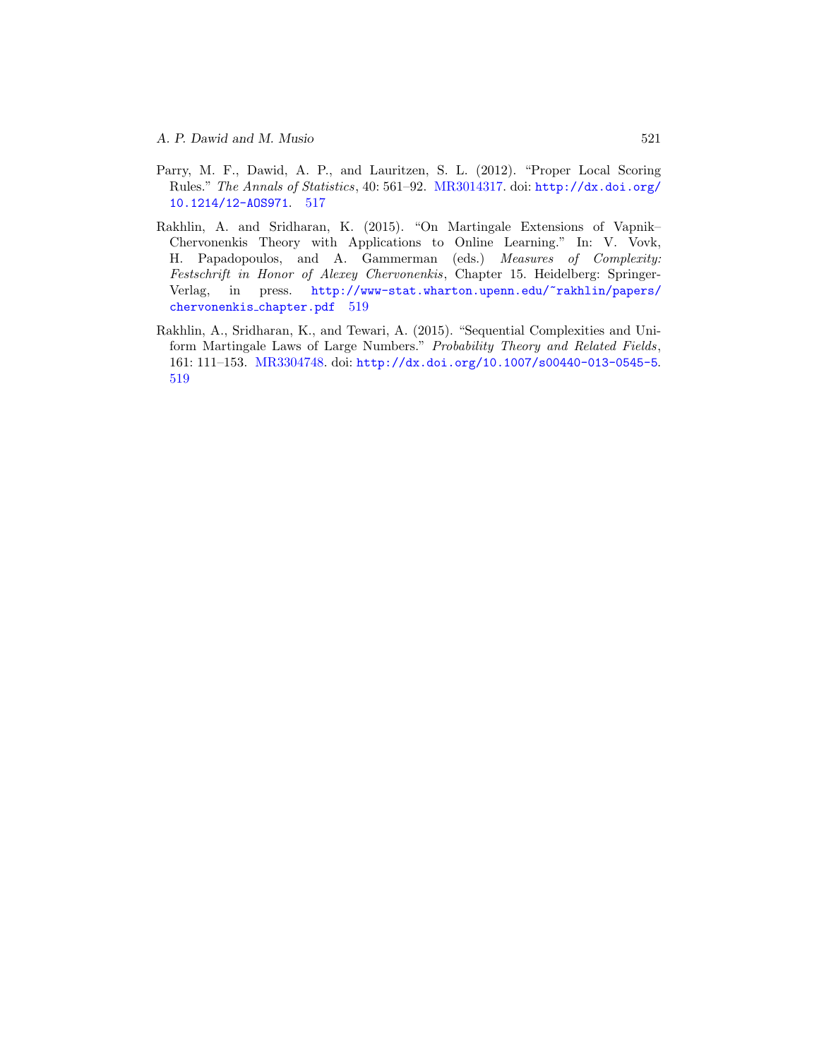Parry, M. F., Dawid, A. P., and Lauritzen, S. L. (2012). "Proper Local Scoring Rules." *The Annals of Statistics*, 40: 561–92. MR3014317. doi: http://dx.doi.org/10.1214/12-AOS971. 517

Rakhlin, A. and Sridharan, K. (2015). "On Martingale Extensions of Vapnik–Chervonenkis Theory with Applications to Online Learning." In: V. Vovk, H. Papadopoulos, and A. Gammerman (eds.) *Measures of Complexity: Festschrift in Honor of Alexey Chervonenkis*, Chapter 15. Heidelberg: Springer-Verlag, in press. http://www-stat.wharton.upenn.edu/~rakhlin/papers/chervonenkis_chapter.pdf 519

Rakhlin, A., Sridharan, K., and Tewari, A. (2015). "Sequential Complexities and Uniform Martingale Laws of Large Numbers." *Probability Theory and Related Fields*, 161: 111–153. MR3304748. doi: http://dx.doi.org/10.1007/s00440-013-0545-5. 519